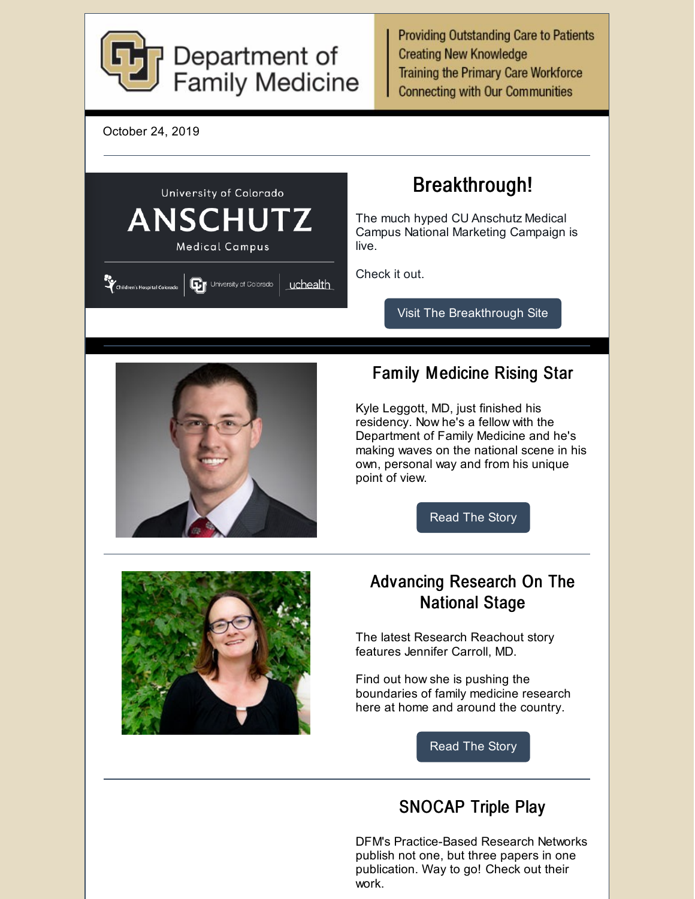# Department of Family Medicine

Providing Outstanding Care to Patients
Creating New Knowledge
Training the Primary Care Workforce
Connecting with Our Communities

October 24, 2019

---

## Breakthrough!

The much hyped CU Anschutz Medical Campus National Marketing Campaign is live.

Check it out.

Visit The Breakthrough Site

---

## Family Medicine Rising Star

Kyle Leggott, MD, just finished his residency. Now he's a fellow with the Department of Family Medicine and he's making waves on the national scene in his own, personal way and from his unique point of view.

Read The Story

---

## Advancing Research On The National Stage

The latest Research Reachout story features Jennifer Carroll, MD.

Find out how she is pushing the boundaries of family medicine research here at home and around the country.

Read The Story

---

## SNOCAP Triple Play

DFM's Practice-Based Research Networks publish not one, but three papers in one publication. Way to go! Check out their work.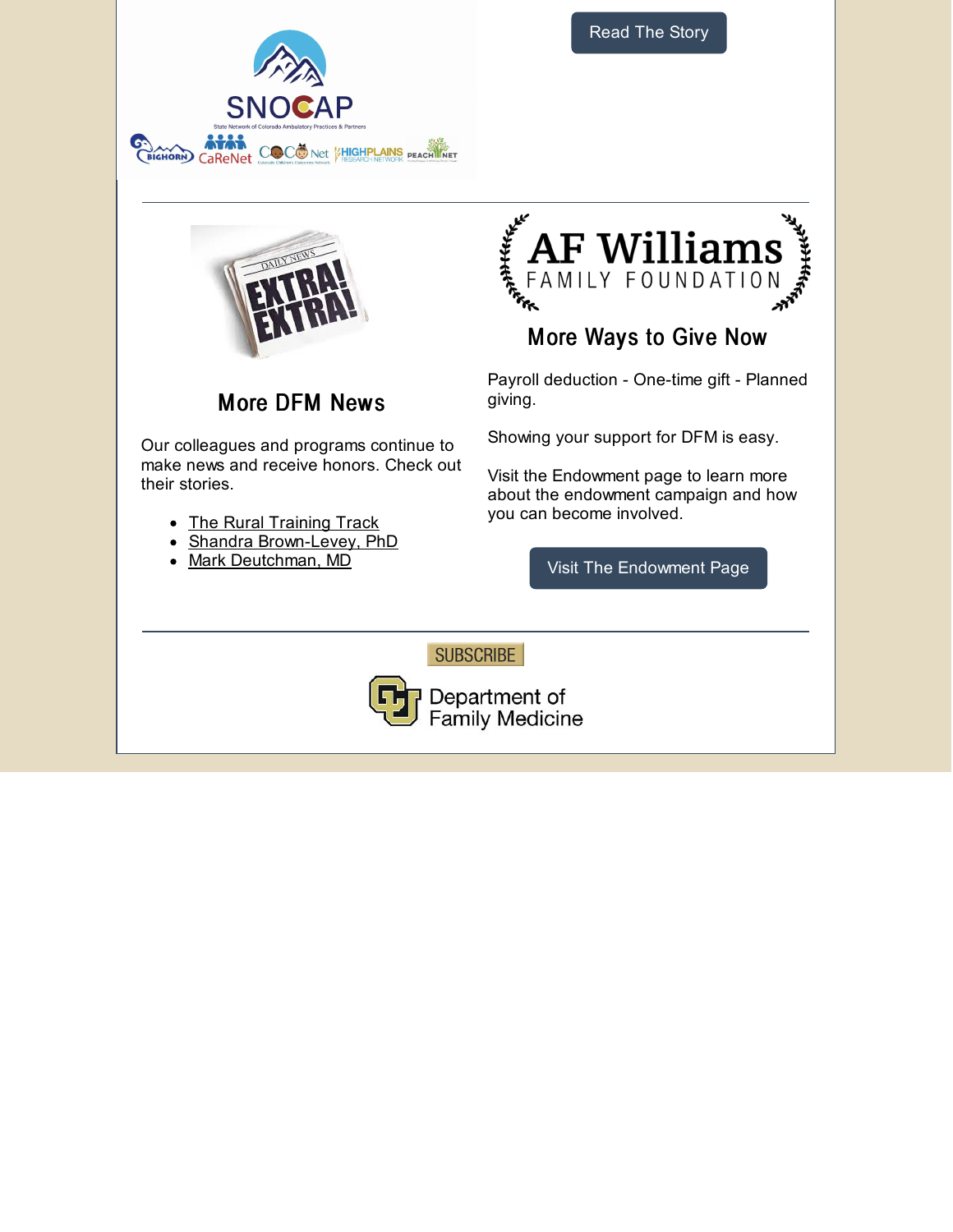Read The Story

SNOCAP

State Network of Colorado Ambulatory Practices & Partners

## More DFM News

Our colleagues and programs continue to make news and receive honors. Check out their stories.

- The Rural Training Track
- Shandra Brown-Levey, PhD
- Mark Deutchman, MD

AF Williams FAMILY FOUNDATION

## More Ways to Give Now

Payroll deduction - One-time gift - Planned giving.

Showing your support for DFM is easy.

Visit the Endowment page to learn more about the endowment campaign and how you can become involved.

Visit The Endowment Page

SUBSCRIBE

Department of Family Medicine